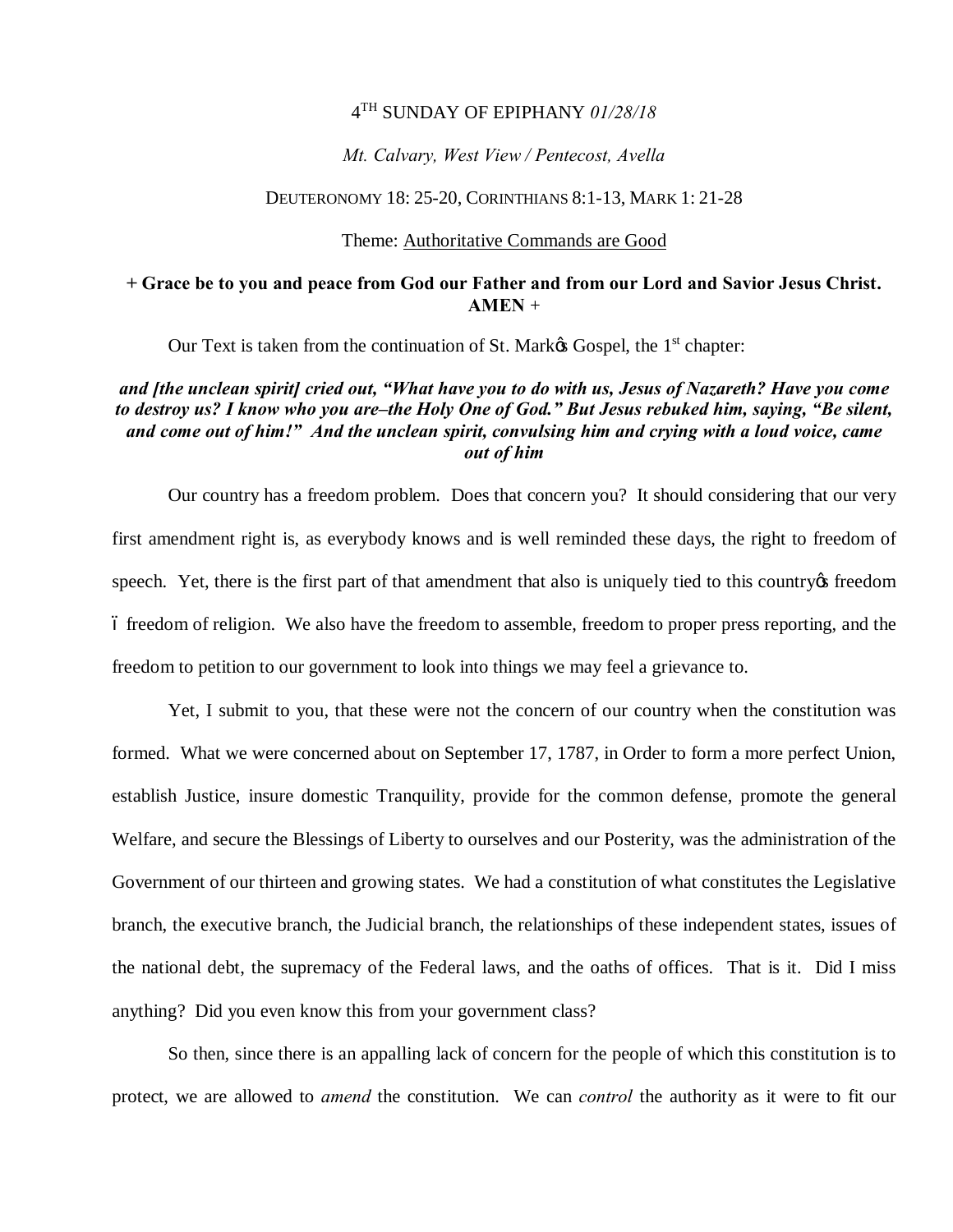4[TH] SUNDAY OF EPIPHANY *01/28/18*

*Mt. Calvary, West View / Pentecost, Avella*

DEUTERONOMY 18: 25-20, CORINTHIANS 8:1-13, MARK 1: 21-28

Theme: Authoritative Commands are Good

**+ Grace be to you and peace from God our Father and from our Lord and Savior Jesus Christ. AMEN +**

Our Text is taken from the continuation of St. Mark's Gospel, the 1[st] chapter:

***and [the unclean spirit] cried out, "What have you to do with us, Jesus of Nazareth? Have you come to destroy us? I know who you are–the Holy One of God." But Jesus rebuked him, saying, "Be silent, and come out of him!" And the unclean spirit, convulsing him and crying with a loud voice, came out of him***

Our country has a freedom problem. Does that concern you? It should considering that our very first amendment right is, as everybody knows and is well reminded these days, the right to freedom of speech. Yet, there is the first part of that amendment that also is uniquely tied to this country's freedom – freedom of religion. We also have the freedom to assemble, freedom to proper press reporting, and the freedom to petition to our government to look into things we may feel a grievance to.

Yet, I submit to you, that these were not the concern of our country when the constitution was formed. What we were concerned about on September 17, 1787, in Order to form a more perfect Union, establish Justice, insure domestic Tranquility, provide for the common defense, promote the general Welfare, and secure the Blessings of Liberty to ourselves and our Posterity, was the administration of the Government of our thirteen and growing states. We had a constitution of what constitutes the Legislative branch, the executive branch, the Judicial branch, the relationships of these independent states, issues of the national debt, the supremacy of the Federal laws, and the oaths of offices. That is it. Did I miss anything? Did you even know this from your government class?

So then, since there is an appalling lack of concern for the people of which this constitution is to protect, we are allowed to *amend* the constitution. We can *control* the authority as it were to fit our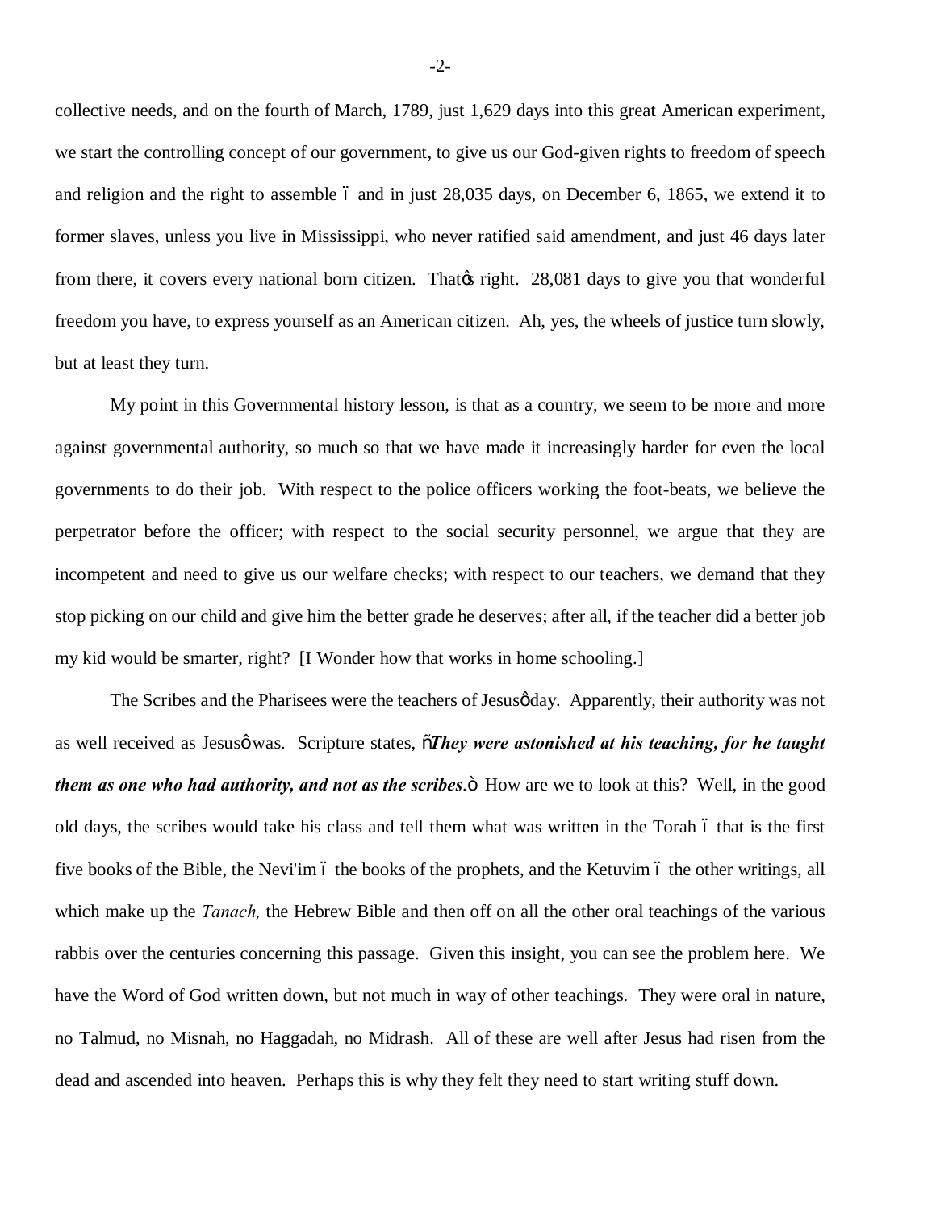collective needs, and on the fourth of March, 1789, just 1,629 days into this great American experiment, we start the controlling concept of our government, to give us our God-given rights to freedom of speech and religion and the right to assemble – and in just 28,035 days, on December 6, 1865, we extend it to former slaves, unless you live in Mississippi, who never ratified said amendment, and just 46 days later from there, it covers every national born citizen. That's right. 28,081 days to give you that wonderful freedom you have, to express yourself as an American citizen. Ah, yes, the wheels of justice turn slowly, but at least they turn.

My point in this Governmental history lesson, is that as a country, we seem to be more and more against governmental authority, so much so that we have made it increasingly harder for even the local governments to do their job. With respect to the police officers working the foot-beats, we believe the perpetrator before the officer; with respect to the social security personnel, we argue that they are incompetent and need to give us our welfare checks; with respect to our teachers, we demand that they stop picking on our child and give him the better grade he deserves; after all, if the teacher did a better job my kid would be smarter, right? [I Wonder how that works in home schooling.]

The Scribes and the Pharisees were the teachers of Jesus' day. Apparently, their authority was not as well received as Jesus' was. Scripture states, "***They were astonished at his teaching, for he taught them as one who had authority, and not as the scribes***." How are we to look at this? Well, in the good old days, the scribes would take his class and tell them what was written in the Torah – that is the first five books of the Bible, the Nevi'im – the books of the prophets, and the Ketuvim – the other writings, all which make up the *Tanach,* the Hebrew Bible and then off on all the other oral teachings of the various rabbis over the centuries concerning this passage. Given this insight, you can see the problem here. We have the Word of God written down, but not much in way of other teachings. They were oral in nature, no Talmud, no Misnah, no Haggadah, no Midrash. All of these are well after Jesus had risen from the dead and ascended into heaven. Perhaps this is why they felt they need to start writing stuff down.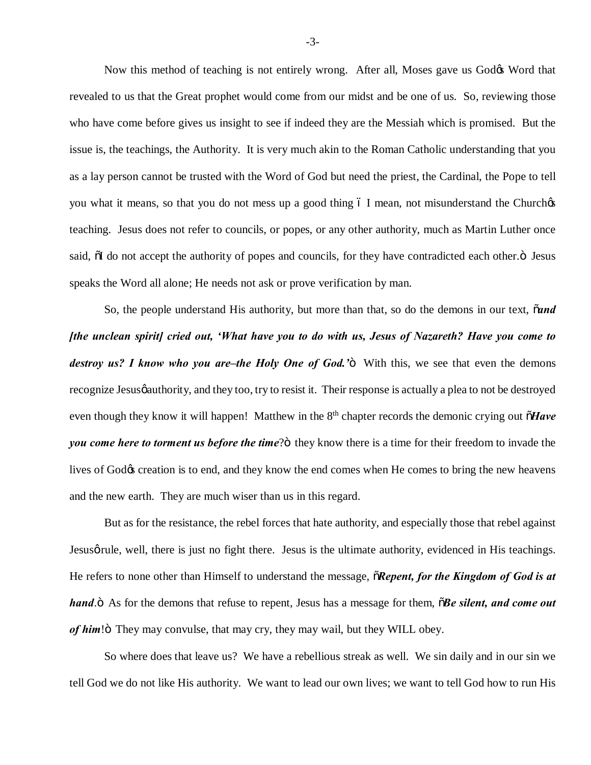Now this method of teaching is not entirely wrong. After all, Moses gave us God's Word that revealed to us that the Great prophet would come from our midst and be one of us. So, reviewing those who have come before gives us insight to see if indeed they are the Messiah which is promised. But the issue is, the teachings, the Authority. It is very much akin to the Roman Catholic understanding that you as a lay person cannot be trusted with the Word of God but need the priest, the Cardinal, the Pope to tell you what it means, so that you do not mess up a good thing – I mean, not misunderstand the Church's teaching. Jesus does not refer to councils, or popes, or any other authority, much as Martin Luther once said, "I do not accept the authority of popes and councils, for they have contradicted each other." Jesus speaks the Word all alone; He needs not ask or prove verification by man.

So, the people understand His authority, but more than that, so do the demons in our text, "***and [the unclean spirit] cried out, 'What have you to do with us, Jesus of Nazareth? Have you come to destroy us? I know who you are–the Holy One of God.'***" With this, we see that even the demons recognize Jesus' authority, and they too, try to resist it. Their response is actually a plea to not be destroyed even though they know it will happen! Matthew in the 8th chapter records the demonic crying out "***Have you come here to torment us before the time***?" they know there is a time for their freedom to invade the lives of God's creation is to end, and they know the end comes when He comes to bring the new heavens and the new earth. They are much wiser than us in this regard.

But as for the resistance, the rebel forces that hate authority, and especially those that rebel against Jesus' rule, well, there is just no fight there. Jesus is the ultimate authority, evidenced in His teachings. He refers to none other than Himself to understand the message, "***Repent, for the Kingdom of God is at hand***." As for the demons that refuse to repent, Jesus has a message for them, "***Be silent, and come out of him***!" They may convulse, that may cry, they may wail, but they WILL obey.

So where does that leave us? We have a rebellious streak as well. We sin daily and in our sin we tell God we do not like His authority. We want to lead our own lives; we want to tell God how to run His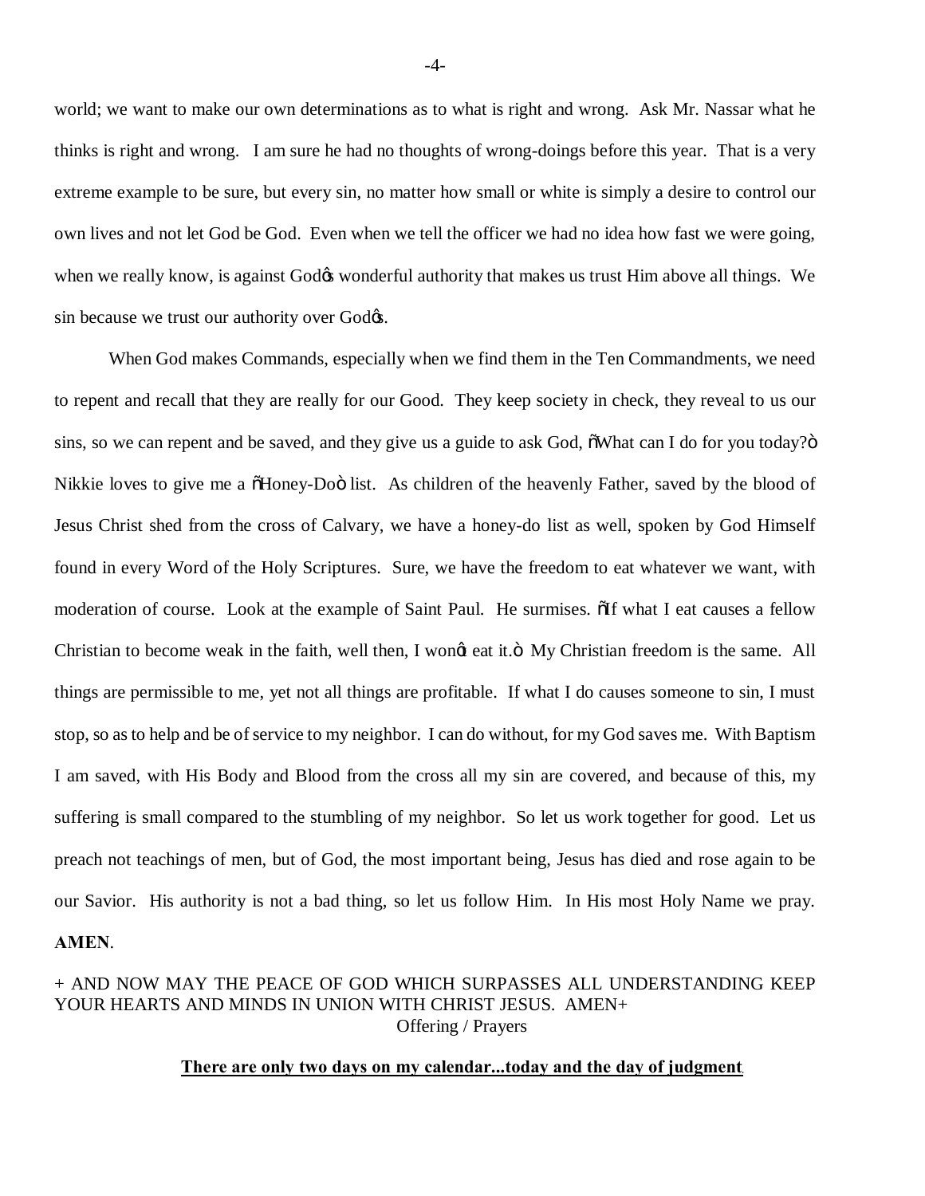world; we want to make our own determinations as to what is right and wrong. Ask Mr. Nassar what he thinks is right and wrong. I am sure he had no thoughts of wrong-doings before this year. That is a very extreme example to be sure, but every sin, no matter how small or white is simply a desire to control our own lives and not let God be God. Even when we tell the officer we had no idea how fast we were going, when we really know, is against God's wonderful authority that makes us trust Him above all things. We sin because we trust our authority over God's.

When God makes Commands, especially when we find them in the Ten Commandments, we need to repent and recall that they are really for our Good. They keep society in check, they reveal to us our sins, so we can repent and be saved, and they give us a guide to ask God, "What can I do for you today?" Nikkie loves to give me a "Honey-Do" list. As children of the heavenly Father, saved by the blood of Jesus Christ shed from the cross of Calvary, we have a honey-do list as well, spoken by God Himself found in every Word of the Holy Scriptures. Sure, we have the freedom to eat whatever we want, with moderation of course. Look at the example of Saint Paul. He surmises. "If what I eat causes a fellow Christian to become weak in the faith, well then, I won't eat it." My Christian freedom is the same. All things are permissible to me, yet not all things are profitable. If what I do causes someone to sin, I must stop, so as to help and be of service to my neighbor. I can do without, for my God saves me. With Baptism I am saved, with His Body and Blood from the cross all my sin are covered, and because of this, my suffering is small compared to the stumbling of my neighbor. So let us work together for good. Let us preach not teachings of men, but of God, the most important being, Jesus has died and rose again to be our Savior. His authority is not a bad thing, so let us follow Him. In His most Holy Name we pray. **AMEN**.

+ AND NOW MAY THE PEACE OF GOD WHICH SURPASSES ALL UNDERSTANDING KEEP YOUR HEARTS AND MINDS IN UNION WITH CHRIST JESUS. AMEN+

Offering / Prayers

**There are only two days on my calendar...today and the day of judgment**